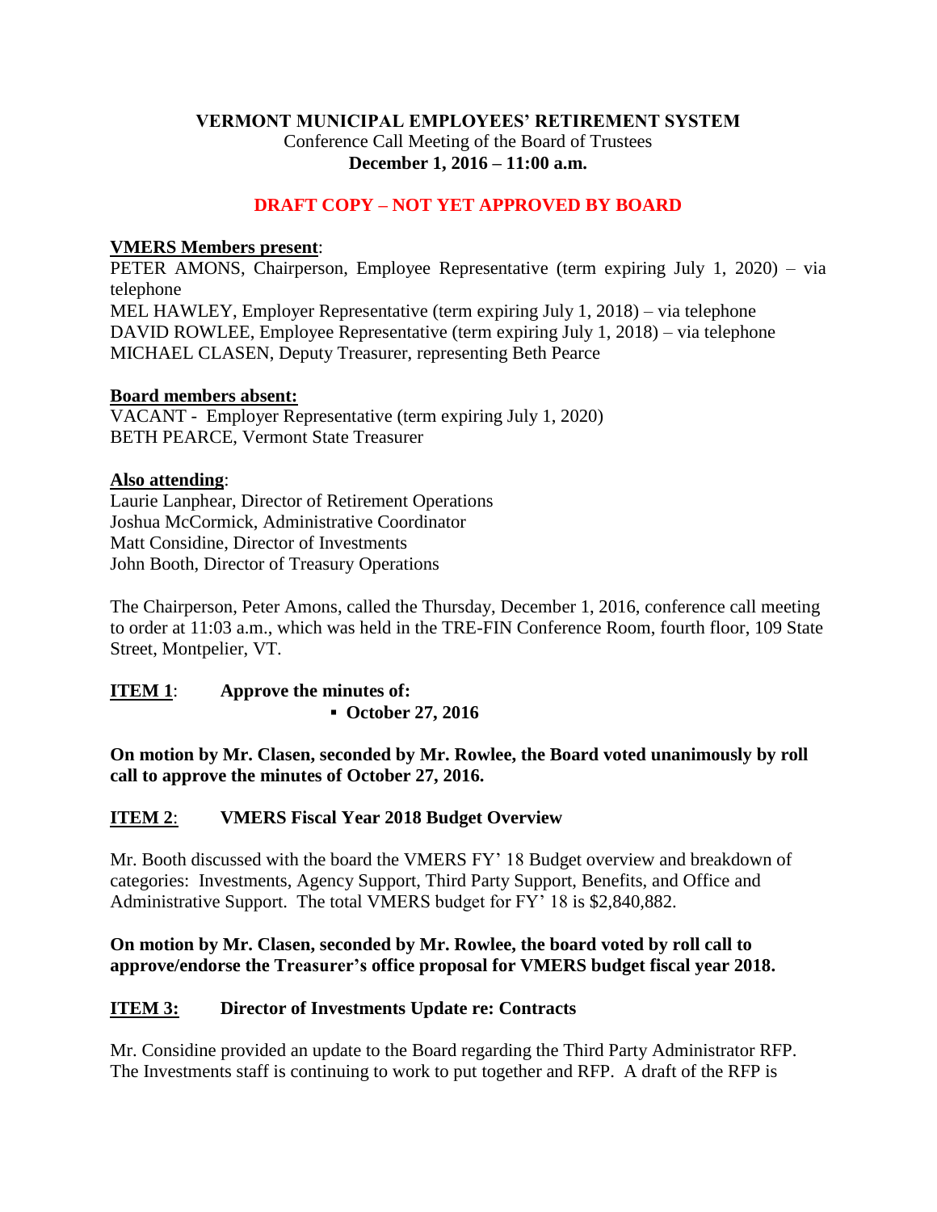**VERMONT MUNICIPAL EMPLOYEES' RETIREMENT SYSTEM**
Conference Call Meeting of the Board of Trustees
**December 1, 2016 – 11:00 a.m.**

**DRAFT COPY – NOT YET APPROVED BY BOARD**

**VMERS Members present**:
PETER AMONS, Chairperson, Employee Representative (term expiring July 1, 2020) – via telephone
MEL HAWLEY, Employer Representative (term expiring July 1, 2018) – via telephone
DAVID ROWLEE, Employee Representative (term expiring July 1, 2018) – via telephone
MICHAEL CLASEN, Deputy Treasurer, representing Beth Pearce

**Board members absent:**
VACANT - Employer Representative (term expiring July 1, 2020)
BETH PEARCE, Vermont State Treasurer

**Also attending**:
Laurie Lanphear, Director of Retirement Operations
Joshua McCormick, Administrative Coordinator
Matt Considine, Director of Investments
John Booth, Director of Treasury Operations

The Chairperson, Peter Amons, called the Thursday, December 1, 2016, conference call meeting to order at 11:03 a.m., which was held in the TRE-FIN Conference Room, fourth floor, 109 State Street, Montpelier, VT.

**ITEM 1**: **Approve the minutes of:**

- **October 27, 2016**

**On motion by Mr. Clasen, seconded by Mr. Rowlee, the Board voted unanimously by roll call to approve the minutes of October 27, 2016.**

**ITEM 2**: **VMERS Fiscal Year 2018 Budget Overview**

Mr. Booth discussed with the board the VMERS FY' 18 Budget overview and breakdown of categories: Investments, Agency Support, Third Party Support, Benefits, and Office and Administrative Support. The total VMERS budget for FY' 18 is $2,840,882.

**On motion by Mr. Clasen, seconded by Mr. Rowlee, the board voted by roll call to approve/endorse the Treasurer's office proposal for VMERS budget fiscal year 2018.**

**ITEM 3:** **Director of Investments Update re: Contracts**

Mr. Considine provided an update to the Board regarding the Third Party Administrator RFP. The Investments staff is continuing to work to put together and RFP. A draft of the RFP is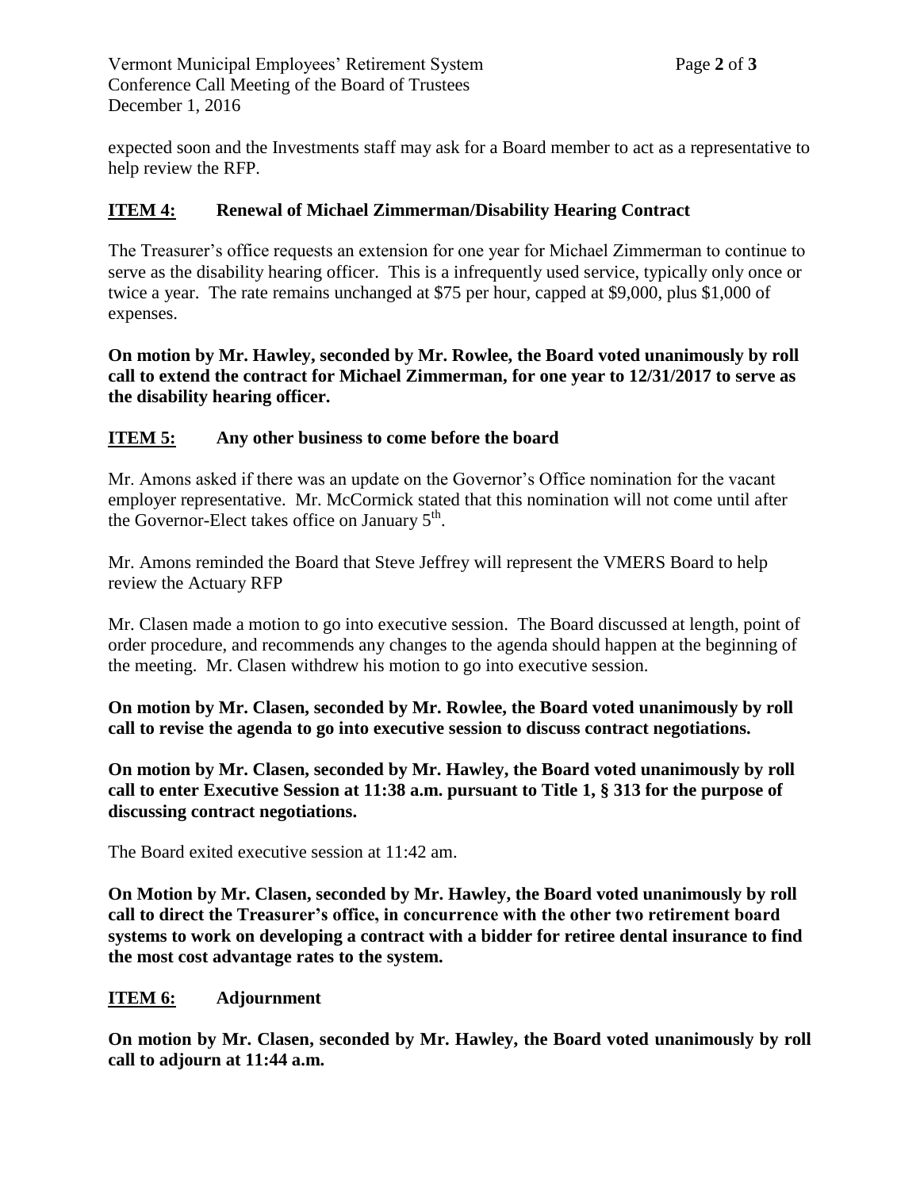expected soon and the Investments staff may ask for a Board member to act as a representative to help review the RFP.

## ITEM 4: Renewal of Michael Zimmerman/Disability Hearing Contract

The Treasurer's office requests an extension for one year for Michael Zimmerman to continue to serve as the disability hearing officer. This is a infrequently used service, typically only once or twice a year. The rate remains unchanged at $75 per hour, capped at $9,000, plus $1,000 of expenses.

**On motion by Mr. Hawley, seconded by Mr. Rowlee, the Board voted unanimously by roll call to extend the contract for Michael Zimmerman, for one year to 12/31/2017 to serve as the disability hearing officer.**

## ITEM 5: Any other business to come before the board

Mr. Amons asked if there was an update on the Governor's Office nomination for the vacant employer representative. Mr. McCormick stated that this nomination will not come until after the Governor-Elect takes office on January 5th.

Mr. Amons reminded the Board that Steve Jeffrey will represent the VMERS Board to help review the Actuary RFP

Mr. Clasen made a motion to go into executive session. The Board discussed at length, point of order procedure, and recommends any changes to the agenda should happen at the beginning of the meeting. Mr. Clasen withdrew his motion to go into executive session.

**On motion by Mr. Clasen, seconded by Mr. Rowlee, the Board voted unanimously by roll call to revise the agenda to go into executive session to discuss contract negotiations.**

**On motion by Mr. Clasen, seconded by Mr. Hawley, the Board voted unanimously by roll call to enter Executive Session at 11:38 a.m. pursuant to Title 1, § 313 for the purpose of discussing contract negotiations.**

The Board exited executive session at 11:42 am.

**On Motion by Mr. Clasen, seconded by Mr. Hawley, the Board voted unanimously by roll call to direct the Treasurer's office, in concurrence with the other two retirement board systems to work on developing a contract with a bidder for retiree dental insurance to find the most cost advantage rates to the system.**

## ITEM 6: Adjournment

**On motion by Mr. Clasen, seconded by Mr. Hawley, the Board voted unanimously by roll call to adjourn at 11:44 a.m.**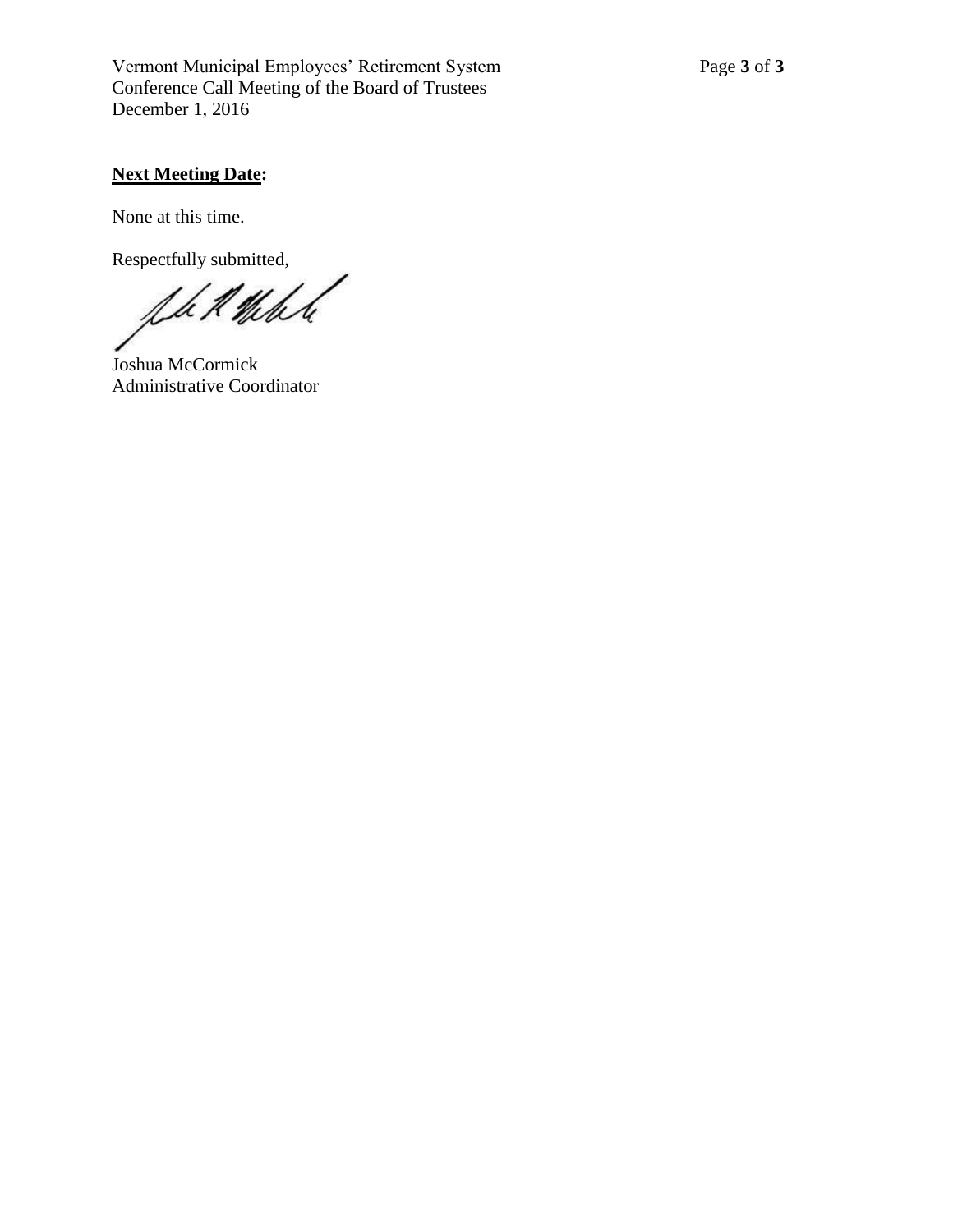**Next Meeting Date:**

None at this time.

Respectfully submitted,

Joshua McCormick
Administrative Coordinator